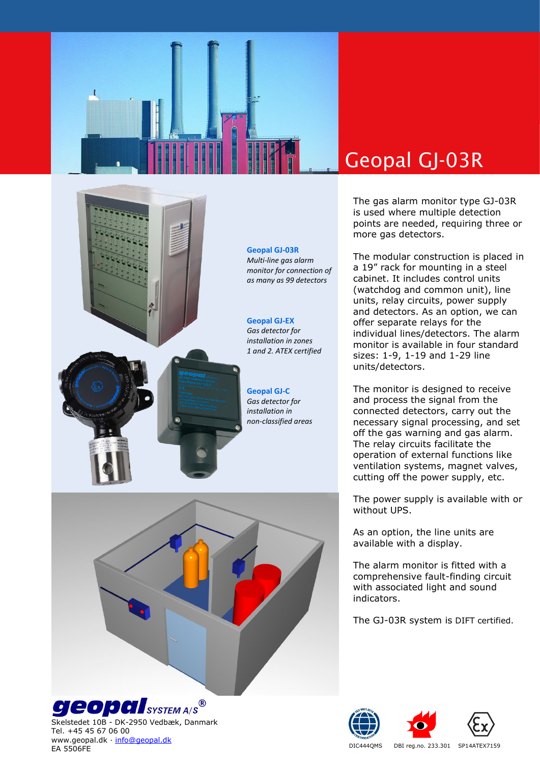# Geopal GJ-03R

**Geopal GJ-03R**
*Multi-line gas alarm monitor for connection of as many as 99 detectors*

**Geopal GJ-EX**
*Gas detector for installation in zones 1 and 2. ATEX certified*

**Geopal GJ-C**
*Gas detector for installation in non-classified areas*

The gas alarm monitor type GJ-03R is used where multiple detection points are needed, requiring three or more gas detectors.

The modular construction is placed in a 19" rack for mounting in a steel cabinet. It includes control units (watchdog and common unit), line units, relay circuits, power supply and detectors. As an option, we can offer separate relays for the individual lines/detectors. The alarm monitor is available in four standard sizes: 1-9, 1-19 and 1-29 line units/detectors.

The monitor is designed to receive and process the signal from the connected detectors, carry out the necessary signal processing, and set off the gas warning and gas alarm. The relay circuits facilitate the operation of external functions like ventilation systems, magnet valves, cutting off the power supply, etc.

The power supply is available with or without UPS.

As an option, the line units are available with a display.

The alarm monitor is fitted with a comprehensive fault-finding circuit with associated light and sound indicators.

The GJ-03R system is DIFT certified.

**geopal** SYSTEM A/S®
Skelstedet 10B - DK-2950 Vedbæk, Danmark
Tel. +45 45 67 06 00
www.geopal.dk · info@geopal.dk
EA 5506FE

DIC444QMS DBI reg.no. 233.301 SP14ATEX7159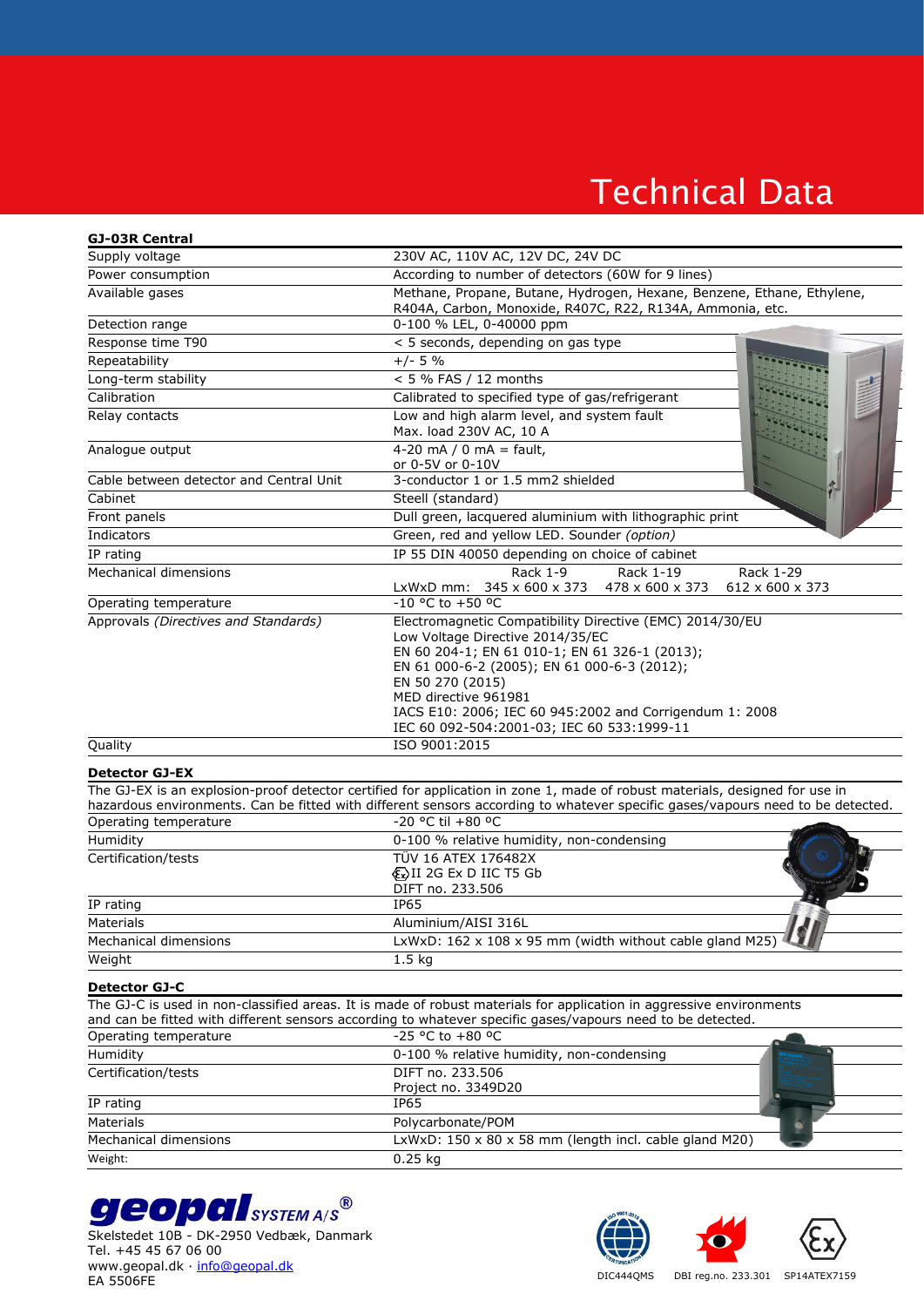# Technical Data

**GJ-03R Central**

| | |
|---|---|
| Supply voltage | 230V AC, 110V AC, 12V DC, 24V DC |
| Power consumption | According to number of detectors (60W for 9 lines) |
| Available gases | Methane, Propane, Butane, Hydrogen, Hexane, Benzene, Ethane, Ethylene, R404A, Carbon, Monoxide, R407C, R22, R134A, Ammonia, etc. |
| Detection range | 0-100 % LEL, 0-40000 ppm |
| Response time T90 | < 5 seconds, depending on gas type |
| Repeatability | +/- 5 % |
| Long-term stability | < 5 % FAS / 12 months |
| Calibration | Calibrated to specified type of gas/refrigerant |
| Relay contacts | Low and high alarm level, and system fault<br>Max. load 230V AC, 10 A |
| Analogue output | 4-20 mA / 0 mA = fault,<br>or 0-5V or 0-10V |
| Cable between detector and Central Unit | 3-conductor 1 or 1.5 mm2 shielded |
| Cabinet | Steell (standard) |
| Front panels | Dull green, lacquered aluminium with lithographic print |
| Indicators | Green, red and yellow LED. Sounder *(option)* |
| IP rating | IP 55 DIN 40050 depending on choice of cabinet |
| Mechanical dimensions | Rack 1-9 / Rack 1-19 / Rack 1-29<br>LxWxD mm: 345 x 600 x 373 / 478 x 600 x 373 / 612 x 600 x 373 |
| Operating temperature | -10 °C to +50 ºC |
| Approvals *(Directives and Standards)* | Electromagnetic Compatibility Directive (EMC) 2014/30/EU<br>Low Voltage Directive 2014/35/EC<br>EN 60 204-1; EN 61 010-1; EN 61 326-1 (2013);<br>EN 61 000-6-2 (2005); EN 61 000-6-3 (2012);<br>EN 50 270 (2015)<br>MED directive 961981<br>IACS E10: 2006; IEC 60 945:2002 and Corrigendum 1: 2008<br>IEC 60 092-504:2001-03; IEC 60 533:1999-11 |
| Quality | ISO 9001:2015 |

**Detector GJ-EX**

The GJ-EX is an explosion-proof detector certified for application in zone 1, made of robust materials, designed for use in hazardous environments. Can be fitted with different sensors according to whatever specific gases/vapours need to be detected.

| | |
|---|---|
| Operating temperature | -20 °C til +80 ºC |
| Humidity | 0-100 % relative humidity, non-condensing |
| Certification/tests | TÜV 16 ATEX 176482X<br>Ex II 2G Ex D IIC T5 Gb<br>DIFT no. 233.506 |
| IP rating | IP65 |
| Materials | Aluminium/AISI 316L |
| Mechanical dimensions | LxWxD: 162 x 108 x 95 mm (width without cable gland M25) |
| Weight | 1.5 kg |

**Detector GJ-C**

The GJ-C is used in non-classified areas. It is made of robust materials for application in aggressive environments and can be fitted with different sensors according to whatever specific gases/vapours need to be detected.

| | |
|---|---|
| Operating temperature | -25 °C to +80 ºC |
| Humidity | 0-100 % relative humidity, non-condensing |
| Certification/tests | DIFT no. 233.506<br>Project no. 3349D20 |
| IP rating | IP65 |
| Materials | Polycarbonate/POM |
| Mechanical dimensions | LxWxD: 150 x 80 x 58 mm (length incl. cable gland M20) |
| Weight: | 0.25 kg |

**geopal** SYSTEM A/S®
Skelstedet 10B - DK-2950 Vedbæk, Danmark
Tel. +45 45 67 06 00
www.geopal.dk · info@geopal.dk
EA 5506FE

DIC444QMS DBI reg.no. 233.301 SP14ATEX7159